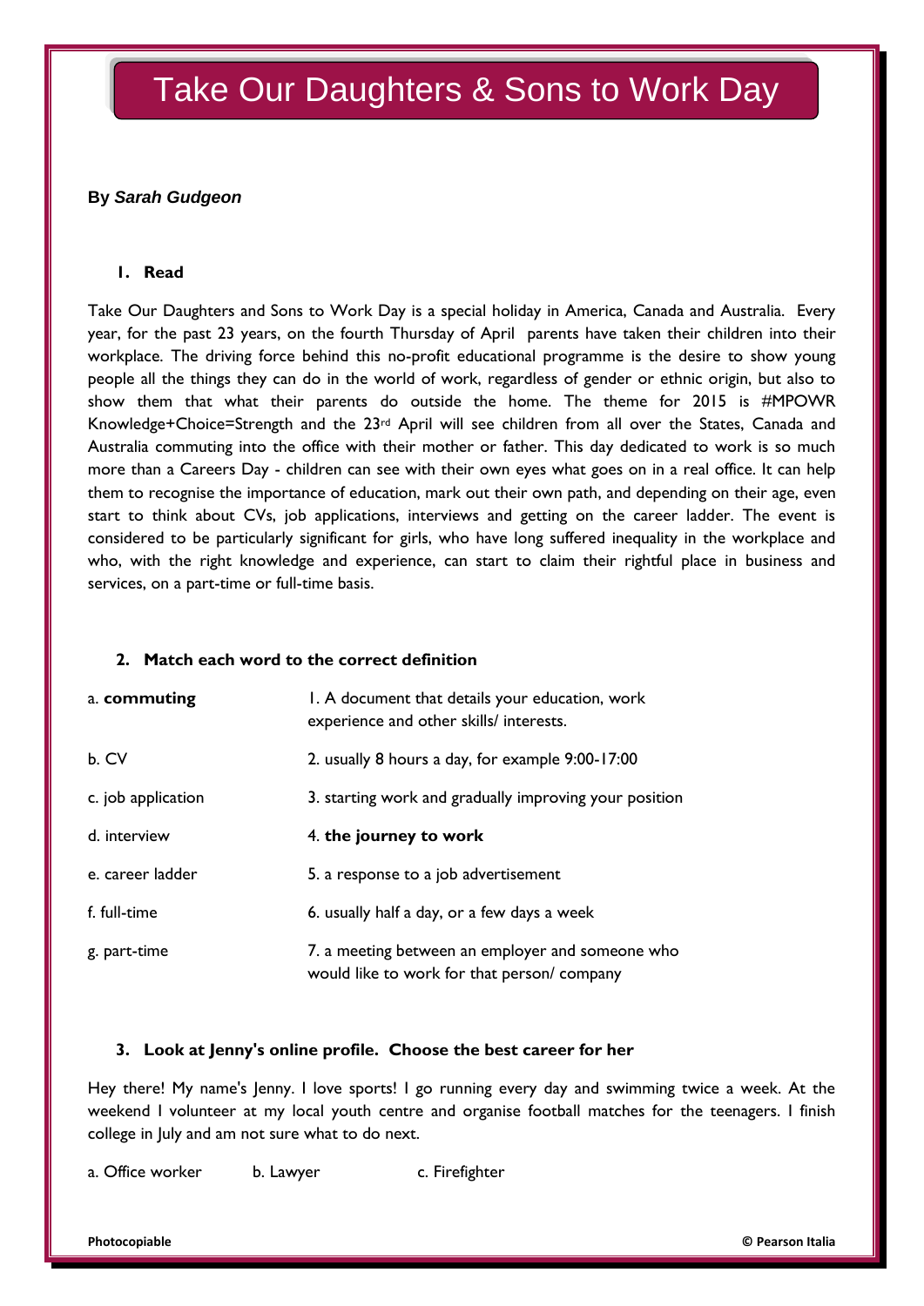# Take Our Daughters & Sons to Work Day

**By *Sarah Gudgeon***

## 1. Read

Take Our Daughters and Sons to Work Day is a special holiday in America, Canada and Australia. Every year, for the past 23 years, on the fourth Thursday of April parents have taken their children into their workplace. The driving force behind this no-profit educational programme is the desire to show young people all the things they can do in the world of work, regardless of gender or ethnic origin, but also to show them that what their parents do outside the home. The theme for 2015 is #MPOWR Knowledge+Choice=Strength and the 23rd April will see children from all over the States, Canada and Australia commuting into the office with their mother or father. This day dedicated to work is so much more than a Careers Day - children can see with their own eyes what goes on in a real office. It can help them to recognise the importance of education, mark out their own path, and depending on their age, even start to think about CVs, job applications, interviews and getting on the career ladder. The event is considered to be particularly significant for girls, who have long suffered inequality in the workplace and who, with the right knowledge and experience, can start to claim their rightful place in business and services, on a part-time or full-time basis.

## 2. Match each word to the correct definition

| | |
|---|---|
| a. **commuting** | 1. A document that details your education, work experience and other skills/ interests. |
| b. CV | 2. usually 8 hours a day, for example 9:00-17:00 |
| c. job application | 3. starting work and gradually improving your position |
| d. interview | 4. **the journey to work** |
| e. career ladder | 5. a response to a job advertisement |
| f. full-time | 6. usually half a day, or a few days a week |
| g. part-time | 7. a meeting between an employer and someone who would like to work for that person/ company |

## 3. Look at Jenny's online profile. Choose the best career for her

Hey there! My name's Jenny. I love sports! I go running every day and swimming twice a week. At the weekend I volunteer at my local youth centre and organise football matches for the teenagers. I finish college in July and am not sure what to do next.

a. Office worker  b. Lawyer  c. Firefighter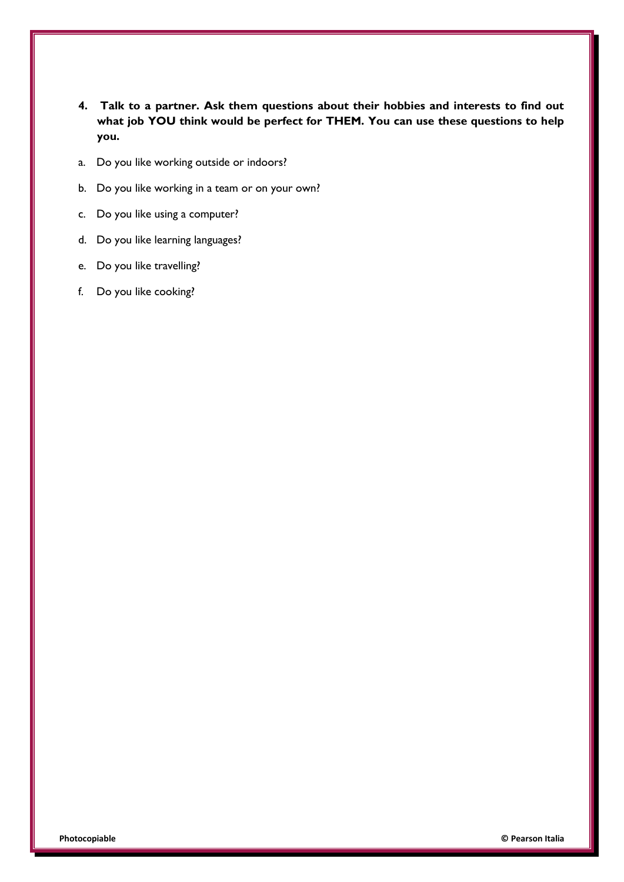**4. Talk to a partner. Ask them questions about their hobbies and interests to find out what job YOU think would be perfect for THEM. You can use these questions to help you.**

a. Do you like working outside or indoors?

b. Do you like working in a team or on your own?

c. Do you like using a computer?

d. Do you like learning languages?

e. Do you like travelling?

f. Do you like cooking?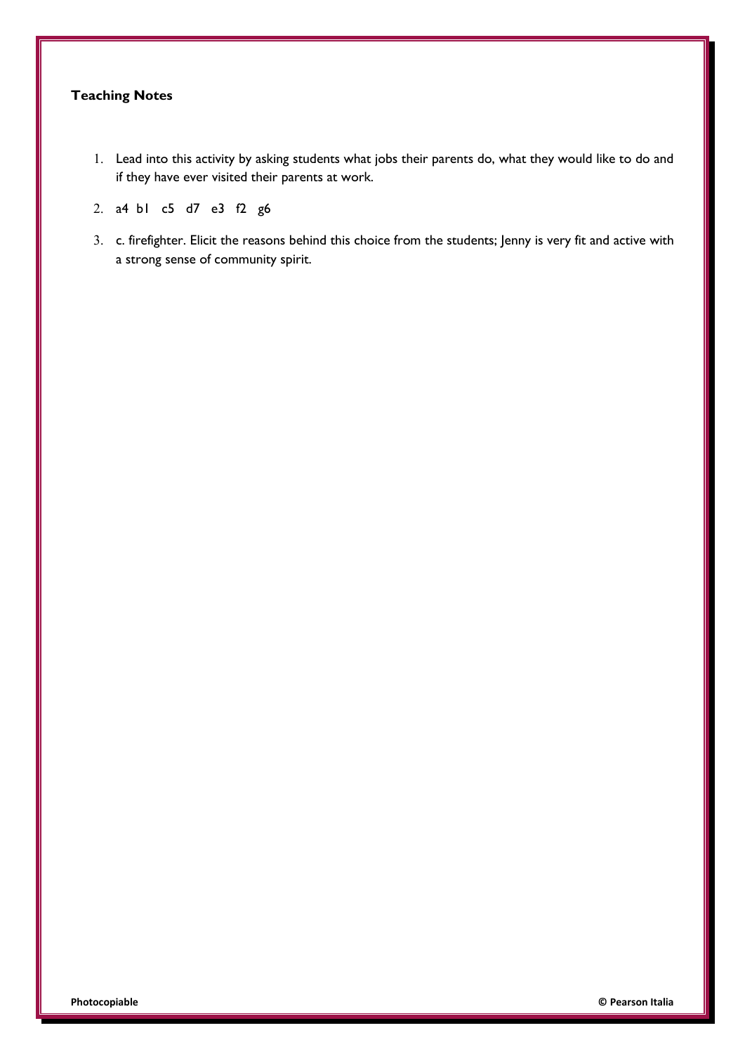**Teaching Notes**

1. Lead into this activity by asking students what jobs their parents do, what they would like to do and if they have ever visited their parents at work.
2. a4 b1 c5 d7 e3 f2 g6
3. c. firefighter. Elicit the reasons behind this choice from the students; Jenny is very fit and active with a strong sense of community spirit.

Photocopiable

© Pearson Italia